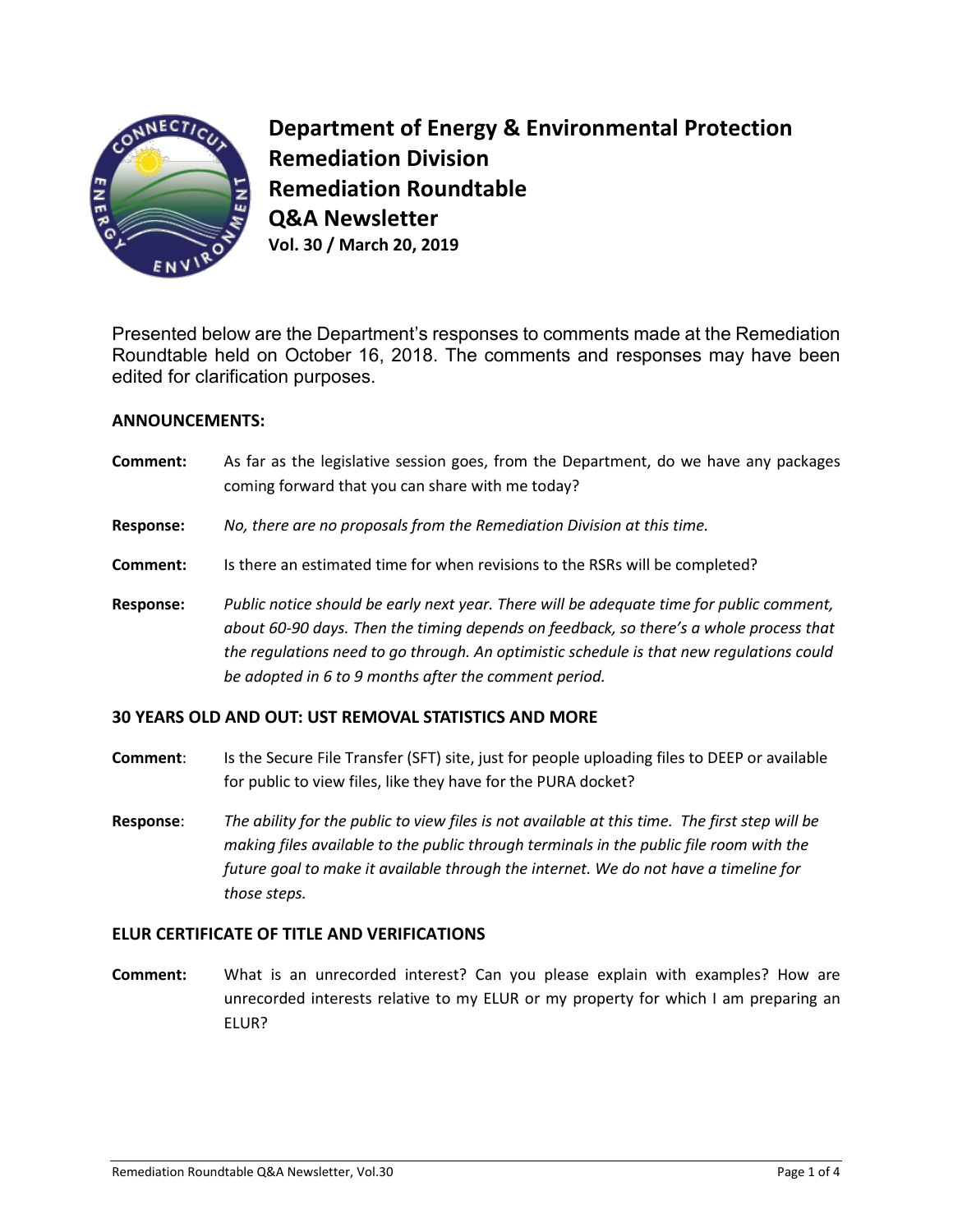# Department of Energy & Environmental Protection
## Remediation Division
## Remediation Roundtable
## Q&A Newsletter

**Vol. 30 / March 20, 2019**

Presented below are the Department's responses to comments made at the Remediation Roundtable held on October 16, 2018. The comments and responses may have been edited for clarification purposes.

### ANNOUNCEMENTS:

**Comment:** As far as the legislative session goes, from the Department, do we have any packages coming forward that you can share with me today?

**Response:** *No, there are no proposals from the Remediation Division at this time.*

**Comment:** Is there an estimated time for when revisions to the RSRs will be completed?

**Response:** *Public notice should be early next year. There will be adequate time for public comment, about 60-90 days. Then the timing depends on feedback, so there's a whole process that the regulations need to go through. An optimistic schedule is that new regulations could be adopted in 6 to 9 months after the comment period.*

### 30 YEARS OLD AND OUT: UST REMOVAL STATISTICS AND MORE

**Comment**: Is the Secure File Transfer (SFT) site, just for people uploading files to DEEP or available for public to view files, like they have for the PURA docket?

**Response**: *The ability for the public to view files is not available at this time. The first step will be making files available to the public through terminals in the public file room with the future goal to make it available through the internet. We do not have a timeline for those steps.*

### ELUR CERTIFICATE OF TITLE AND VERIFICATIONS

**Comment:** What is an unrecorded interest? Can you please explain with examples? How are unrecorded interests relative to my ELUR or my property for which I am preparing an ELUR?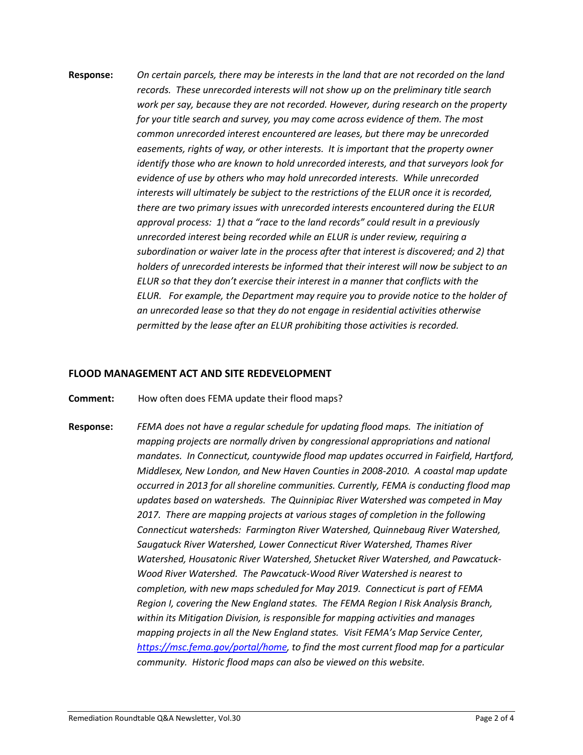**Response:** *On certain parcels, there may be interests in the land that are not recorded on the land records. These unrecorded interests will not show up on the preliminary title search work per say, because they are not recorded. However, during research on the property for your title search and survey, you may come across evidence of them. The most common unrecorded interest encountered are leases, but there may be unrecorded easements, rights of way, or other interests. It is important that the property owner identify those who are known to hold unrecorded interests, and that surveyors look for evidence of use by others who may hold unrecorded interests. While unrecorded interests will ultimately be subject to the restrictions of the ELUR once it is recorded, there are two primary issues with unrecorded interests encountered during the ELUR approval process: 1) that a "race to the land records" could result in a previously unrecorded interest being recorded while an ELUR is under review, requiring a subordination or waiver late in the process after that interest is discovered; and 2) that holders of unrecorded interests be informed that their interest will now be subject to an ELUR so that they don't exercise their interest in a manner that conflicts with the ELUR. For example, the Department may require you to provide notice to the holder of an unrecorded lease so that they do not engage in residential activities otherwise permitted by the lease after an ELUR prohibiting those activities is recorded.*

## FLOOD MANAGEMENT ACT AND SITE REDEVELOPMENT

**Comment:** How often does FEMA update their flood maps?

**Response:** *FEMA does not have a regular schedule for updating flood maps. The initiation of mapping projects are normally driven by congressional appropriations and national mandates. In Connecticut, countywide flood map updates occurred in Fairfield, Hartford, Middlesex, New London, and New Haven Counties in 2008-2010. A coastal map update occurred in 2013 for all shoreline communities. Currently, FEMA is conducting flood map updates based on watersheds. The Quinnipiac River Watershed was competed in May 2017. There are mapping projects at various stages of completion in the following Connecticut watersheds: Farmington River Watershed, Quinnebaug River Watershed, Saugatuck River Watershed, Lower Connecticut River Watershed, Thames River Watershed, Housatonic River Watershed, Shetucket River Watershed, and Pawcatuck-Wood River Watershed. The Pawcatuck-Wood River Watershed is nearest to completion, with new maps scheduled for May 2019. Connecticut is part of FEMA Region I, covering the New England states. The FEMA Region I Risk Analysis Branch, within its Mitigation Division, is responsible for mapping activities and manages mapping projects in all the New England states. Visit FEMA's Map Service Center, [https://msc.fema.gov/portal/home](https://msc.fema.gov/portal/home), to find the most current flood map for a particular community. Historic flood maps can also be viewed on this website.*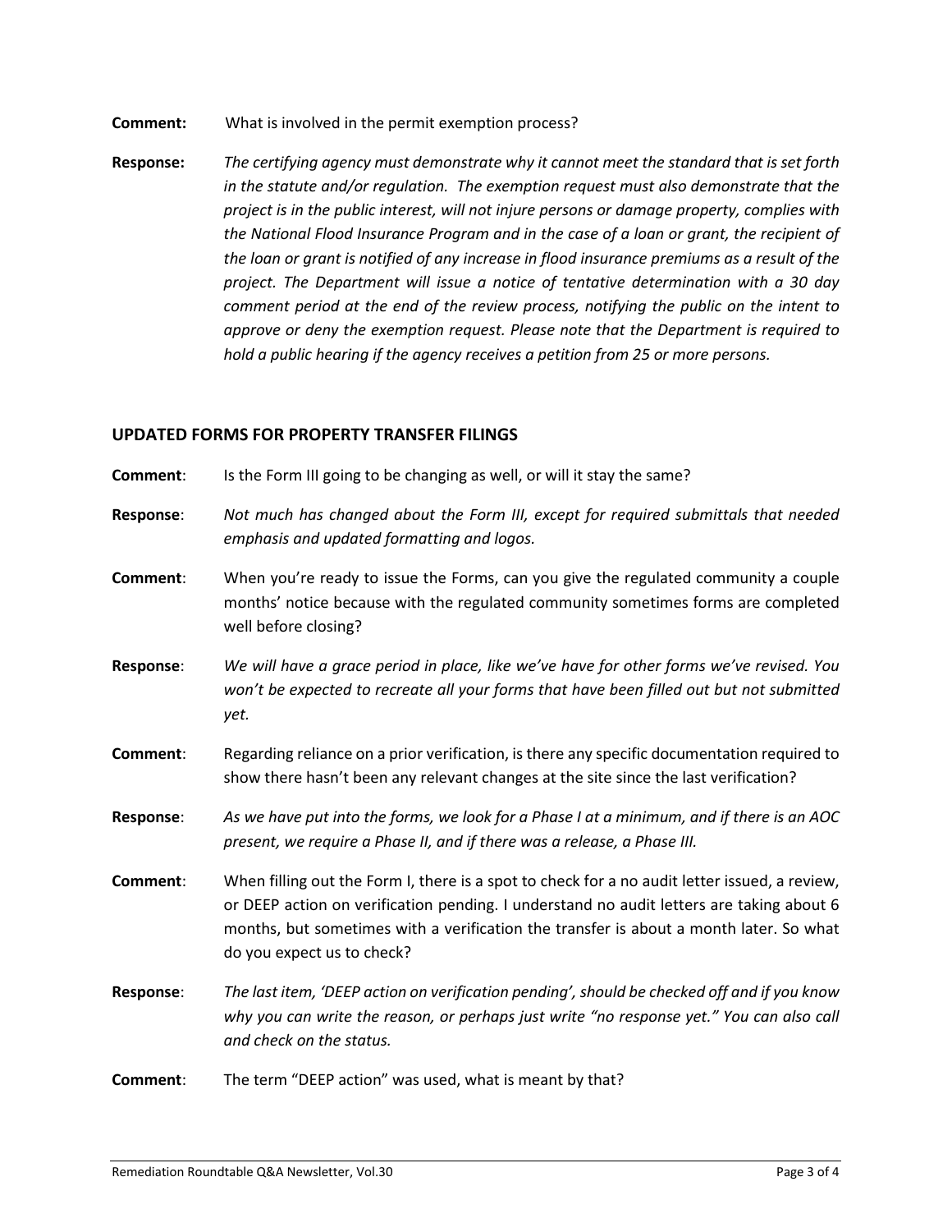**Comment:** What is involved in the permit exemption process?

**Response:** *The certifying agency must demonstrate why it cannot meet the standard that is set forth in the statute and/or regulation. The exemption request must also demonstrate that the project is in the public interest, will not injure persons or damage property, complies with the National Flood Insurance Program and in the case of a loan or grant, the recipient of the loan or grant is notified of any increase in flood insurance premiums as a result of the project. The Department will issue a notice of tentative determination with a 30 day comment period at the end of the review process, notifying the public on the intent to approve or deny the exemption request. Please note that the Department is required to hold a public hearing if the agency receives a petition from 25 or more persons.*

## UPDATED FORMS FOR PROPERTY TRANSFER FILINGS

**Comment**: Is the Form III going to be changing as well, or will it stay the same?

**Response**: *Not much has changed about the Form III, except for required submittals that needed emphasis and updated formatting and logos.*

**Comment**: When you're ready to issue the Forms, can you give the regulated community a couple months' notice because with the regulated community sometimes forms are completed well before closing?

**Response**: *We will have a grace period in place, like we've have for other forms we've revised. You won't be expected to recreate all your forms that have been filled out but not submitted yet.*

**Comment**: Regarding reliance on a prior verification, is there any specific documentation required to show there hasn't been any relevant changes at the site since the last verification?

**Response**: *As we have put into the forms, we look for a Phase I at a minimum, and if there is an AOC present, we require a Phase II, and if there was a release, a Phase III.*

**Comment**: When filling out the Form I, there is a spot to check for a no audit letter issued, a review, or DEEP action on verification pending. I understand no audit letters are taking about 6 months, but sometimes with a verification the transfer is about a month later. So what do you expect us to check?

**Response**: *The last item, 'DEEP action on verification pending', should be checked off and if you know why you can write the reason, or perhaps just write "no response yet." You can also call and check on the status.*

**Comment**: The term "DEEP action" was used, what is meant by that?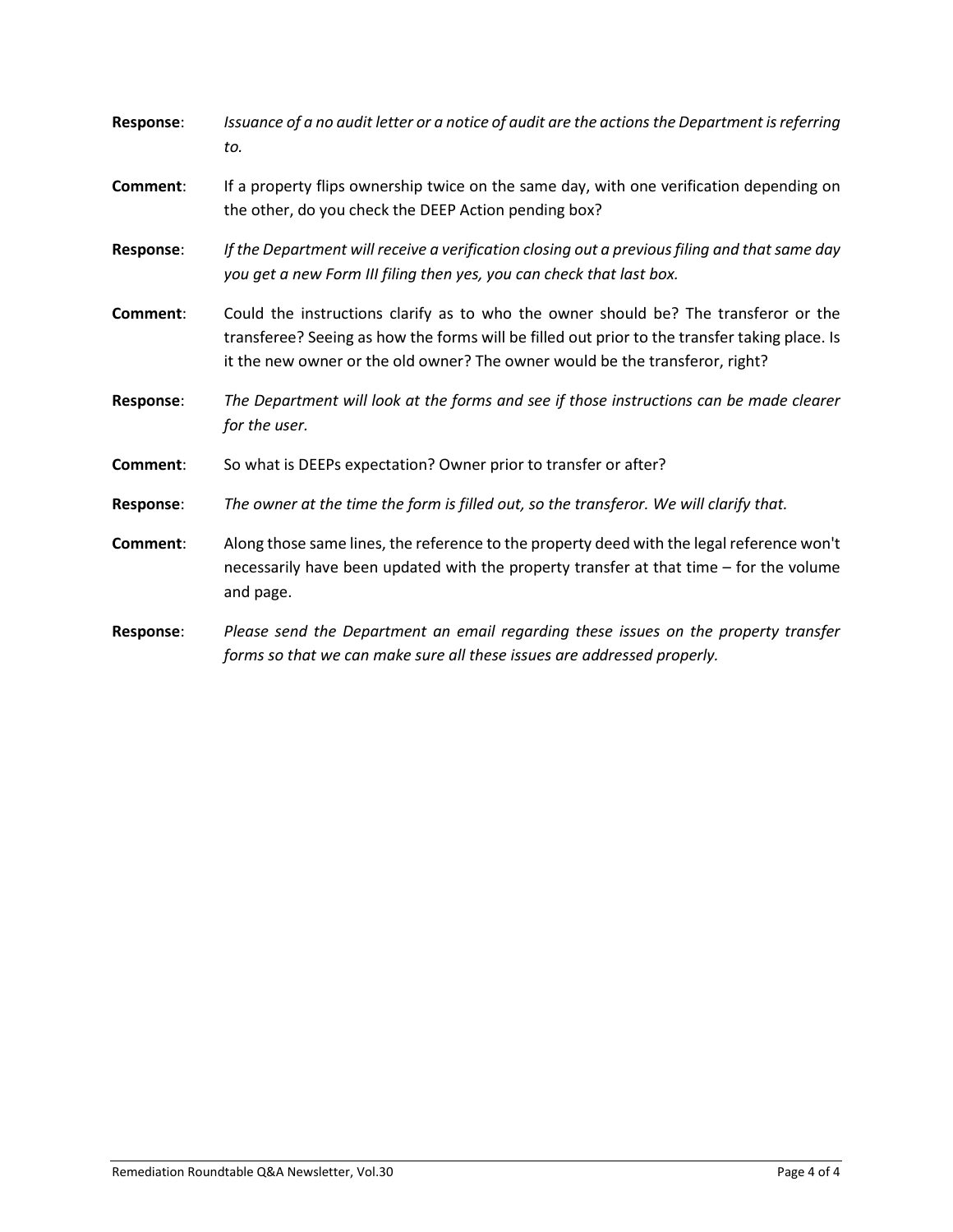**Response**: *Issuance of a no audit letter or a notice of audit are the actions the Department is referring to.*

**Comment**: If a property flips ownership twice on the same day, with one verification depending on the other, do you check the DEEP Action pending box?

**Response**: *If the Department will receive a verification closing out a previous filing and that same day you get a new Form III filing then yes, you can check that last box.*

**Comment**: Could the instructions clarify as to who the owner should be? The transferor or the transferee? Seeing as how the forms will be filled out prior to the transfer taking place. Is it the new owner or the old owner? The owner would be the transferor, right?

**Response**: *The Department will look at the forms and see if those instructions can be made clearer for the user.*

**Comment**: So what is DEEPs expectation? Owner prior to transfer or after?

**Response**: *The owner at the time the form is filled out, so the transferor. We will clarify that.*

**Comment**: Along those same lines, the reference to the property deed with the legal reference won't necessarily have been updated with the property transfer at that time – for the volume and page.

**Response**: *Please send the Department an email regarding these issues on the property transfer forms so that we can make sure all these issues are addressed properly.*